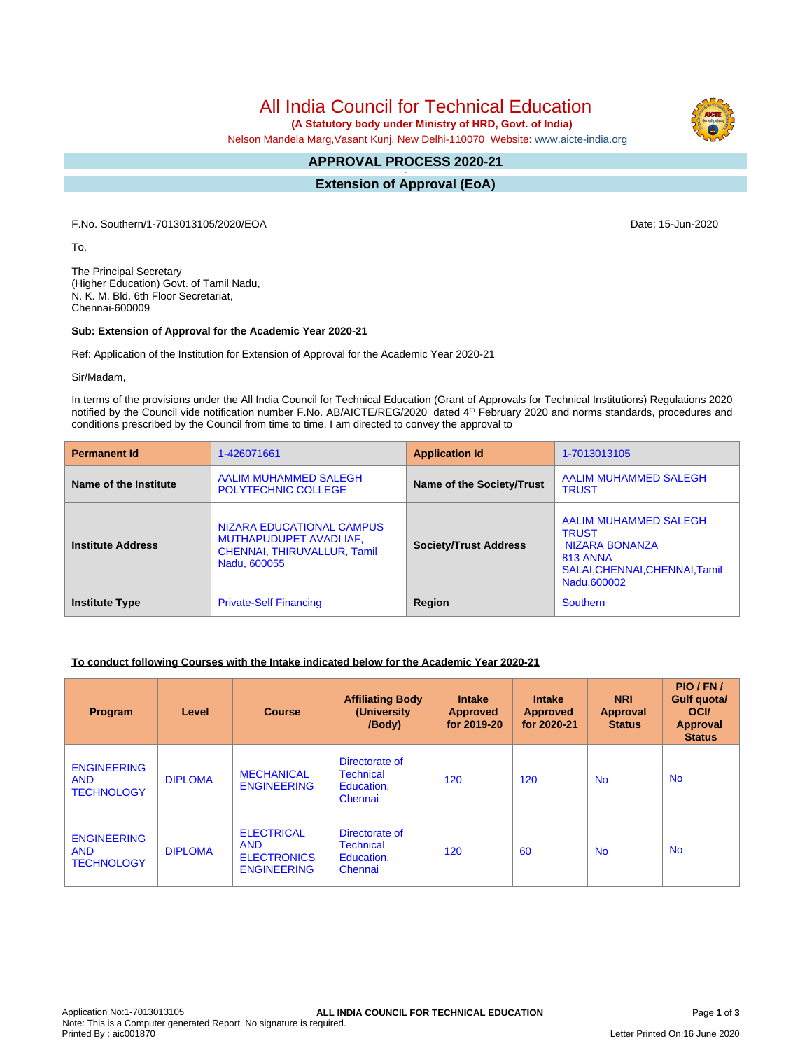# All India Council for Technical Education

**(A Statutory body under Ministry of HRD, Govt. of India)**

Nelson Mandela Marg,Vasant Kunj, New Delhi-110070 Website: www.aicte-india.org

## APPROVAL PROCESS 2020-21

## Extension of Approval (EoA)

F.No. Southern/1-7013013105/2020/EOA

Date: 15-Jun-2020

To,

The Principal Secretary
(Higher Education) Govt. of Tamil Nadu,
N. K. M. Bld. 6th Floor Secretariat,
Chennai-600009

**Sub: Extension of Approval for the Academic Year 2020-21**

Ref: Application of the Institution for Extension of Approval for the Academic Year 2020-21

Sir/Madam,

In terms of the provisions under the All India Council for Technical Education (Grant of Approvals for Technical Institutions) Regulations 2020 notified by the Council vide notification number F.No. AB/AICTE/REG/2020 dated 4th February 2020 and norms standards, procedures and conditions prescribed by the Council from time to time, I am directed to convey the approval to

| **Permanent Id** | 1-426071661 | **Application Id** | 1-7013013105 |
|---|---|---|---|
| **Name of the Institute** | AALIM MUHAMMED SALEGH POLYTECHNIC COLLEGE | **Name of the Society/Trust** | AALIM MUHAMMED SALEGH TRUST |
| **Institute Address** | NIZARA EDUCATIONAL CAMPUS MUTHAPUDUPET AVADI IAF, CHENNAI, THIRUVALLUR, Tamil Nadu, 600055 | **Society/Trust Address** | AALIM MUHAMMED SALEGH TRUST NIZARA BONANZA 813 ANNA SALAI,CHENNAI,CHENNAI,Tamil Nadu,600002 |
| **Institute Type** | Private-Self Financing | **Region** | Southern |

**To conduct following Courses with the Intake indicated below for the Academic Year 2020-21**

| Program | Level | Course | Affiliating Body (University /Body) | Intake Approved for 2019-20 | Intake Approved for 2020-21 | NRI Approval Status | PIO / FN / Gulf quota/ OCI/ Approval Status |
|---|---|---|---|---|---|---|---|
| ENGINEERING AND TECHNOLOGY | DIPLOMA | MECHANICAL ENGINEERING | Directorate of Technical Education, Chennai | 120 | 120 | No | No |
| ENGINEERING AND TECHNOLOGY | DIPLOMA | ELECTRICAL AND ELECTRONICS ENGINEERING | Directorate of Technical Education, Chennai | 120 | 60 | No | No |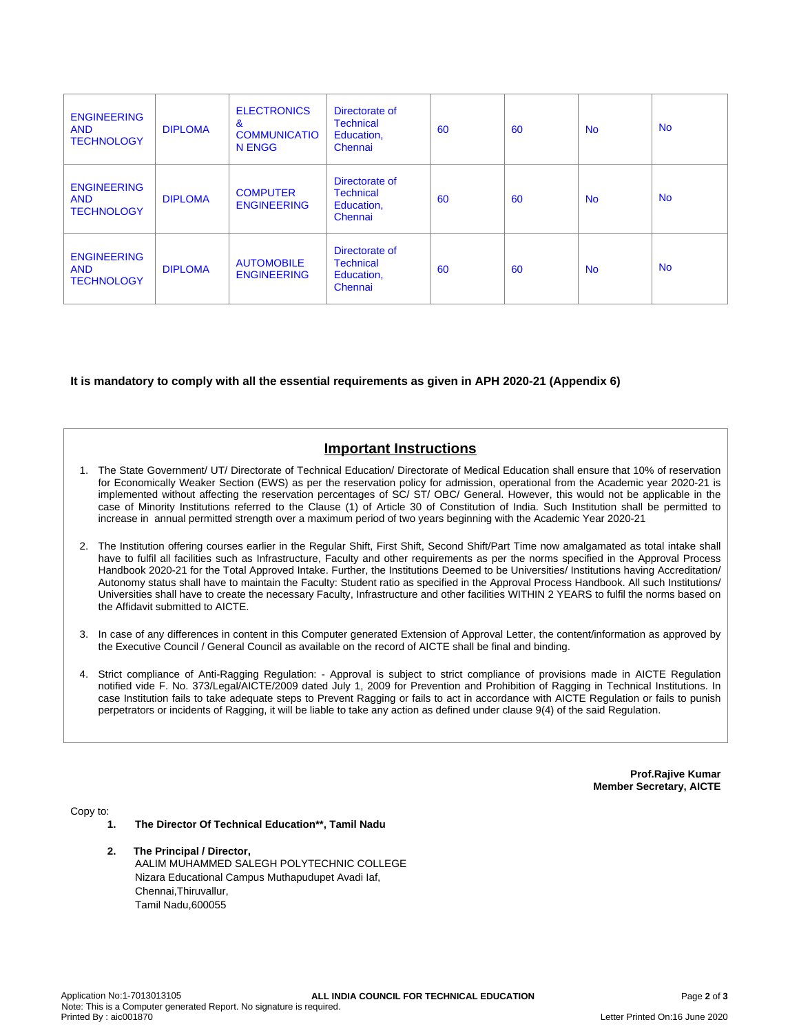| | | | | | | | |
|---|---|---|---|---|---|---|---|
| ENGINEERING AND TECHNOLOGY | DIPLOMA | ELECTRONICS & COMMUNICATION ENGG | Directorate of Technical Education, Chennai | 60 | 60 | No | No |
| ENGINEERING AND TECHNOLOGY | DIPLOMA | COMPUTER ENGINEERING | Directorate of Technical Education, Chennai | 60 | 60 | No | No |
| ENGINEERING AND TECHNOLOGY | DIPLOMA | AUTOMOBILE ENGINEERING | Directorate of Technical Education, Chennai | 60 | 60 | No | No |

**It is mandatory to comply with all the essential requirements as given in APH 2020-21 (Appendix 6)**

## Important Instructions

1. The State Government/ UT/ Directorate of Technical Education/ Directorate of Medical Education shall ensure that 10% of reservation for Economically Weaker Section (EWS) as per the reservation policy for admission, operational from the Academic year 2020-21 is implemented without affecting the reservation percentages of SC/ ST/ OBC/ General. However, this would not be applicable in the case of Minority Institutions referred to the Clause (1) of Article 30 of Constitution of India. Such Institution shall be permitted to increase in annual permitted strength over a maximum period of two years beginning with the Academic Year 2020-21

2. The Institution offering courses earlier in the Regular Shift, First Shift, Second Shift/Part Time now amalgamated as total intake shall have to fulfil all facilities such as Infrastructure, Faculty and other requirements as per the norms specified in the Approval Process Handbook 2020-21 for the Total Approved Intake. Further, the Institutions Deemed to be Universities/ Institutions having Accreditation/ Autonomy status shall have to maintain the Faculty: Student ratio as specified in the Approval Process Handbook. All such Institutions/ Universities shall have to create the necessary Faculty, Infrastructure and other facilities WITHIN 2 YEARS to fulfil the norms based on the Affidavit submitted to AICTE.

3. In case of any differences in content in this Computer generated Extension of Approval Letter, the content/information as approved by the Executive Council / General Council as available on the record of AICTE shall be final and binding.

4. Strict compliance of Anti-Ragging Regulation: - Approval is subject to strict compliance of provisions made in AICTE Regulation notified vide F. No. 373/Legal/AICTE/2009 dated July 1, 2009 for Prevention and Prohibition of Ragging in Technical Institutions. In case Institution fails to take adequate steps to Prevent Ragging or fails to act in accordance with AICTE Regulation or fails to punish perpetrators or incidents of Ragging, it will be liable to take any action as defined under clause 9(4) of the said Regulation.

**Prof.Rajive Kumar**
**Member Secretary, AICTE**

Copy to:

1. **The Director Of Technical Education**, Tamil Nadu**

2. **The Principal / Director,**
   AALIM MUHAMMED SALEGH POLYTECHNIC COLLEGE
   Nizara Educational Campus Muthapudupet Avadi Iaf,
   Chennai,Thiruvallur,
   Tamil Nadu,600055

Application No:1-7013013105
Note: This is a Computer generated Report. No signature is required.
Printed By : aic001870
ALL INDIA COUNCIL FOR TECHNICAL EDUCATION
Letter Printed On:16 June 2020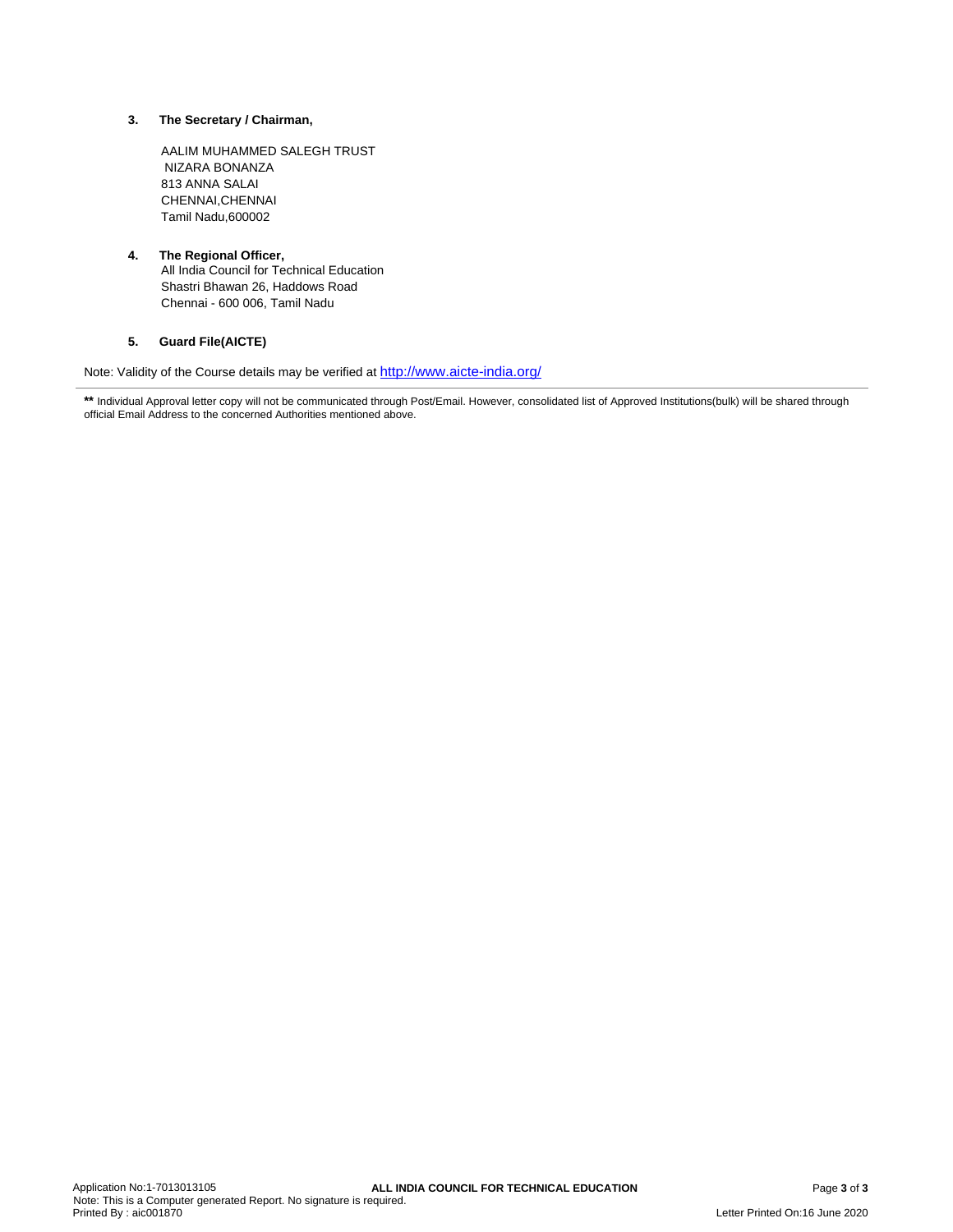3. **The Secretary / Chairman,**

   AALIM MUHAMMED SALEGH TRUST
   NIZARA BONANZA
   813 ANNA SALAI
   CHENNAI,CHENNAI
   Tamil Nadu,600002

4. **The Regional Officer,**
   All India Council for Technical Education
   Shastri Bhawan 26, Haddows Road
   Chennai - 600 006, Tamil Nadu

5. **Guard File(AICTE)**

Note: Validity of the Course details may be verified at http://www.aicte-india.org/

---

**\*\*** Individual Approval letter copy will not be communicated through Post/Email. However, consolidated list of Approved Institutions(bulk) will be shared through official Email Address to the concerned Authorities mentioned above.

Application No:1-7013013105
Note: This is a Computer generated Report. No signature is required.
Printed By : aic001870

**ALL INDIA COUNCIL FOR TECHNICAL EDUCATION**

Letter Printed On:16 June 2020